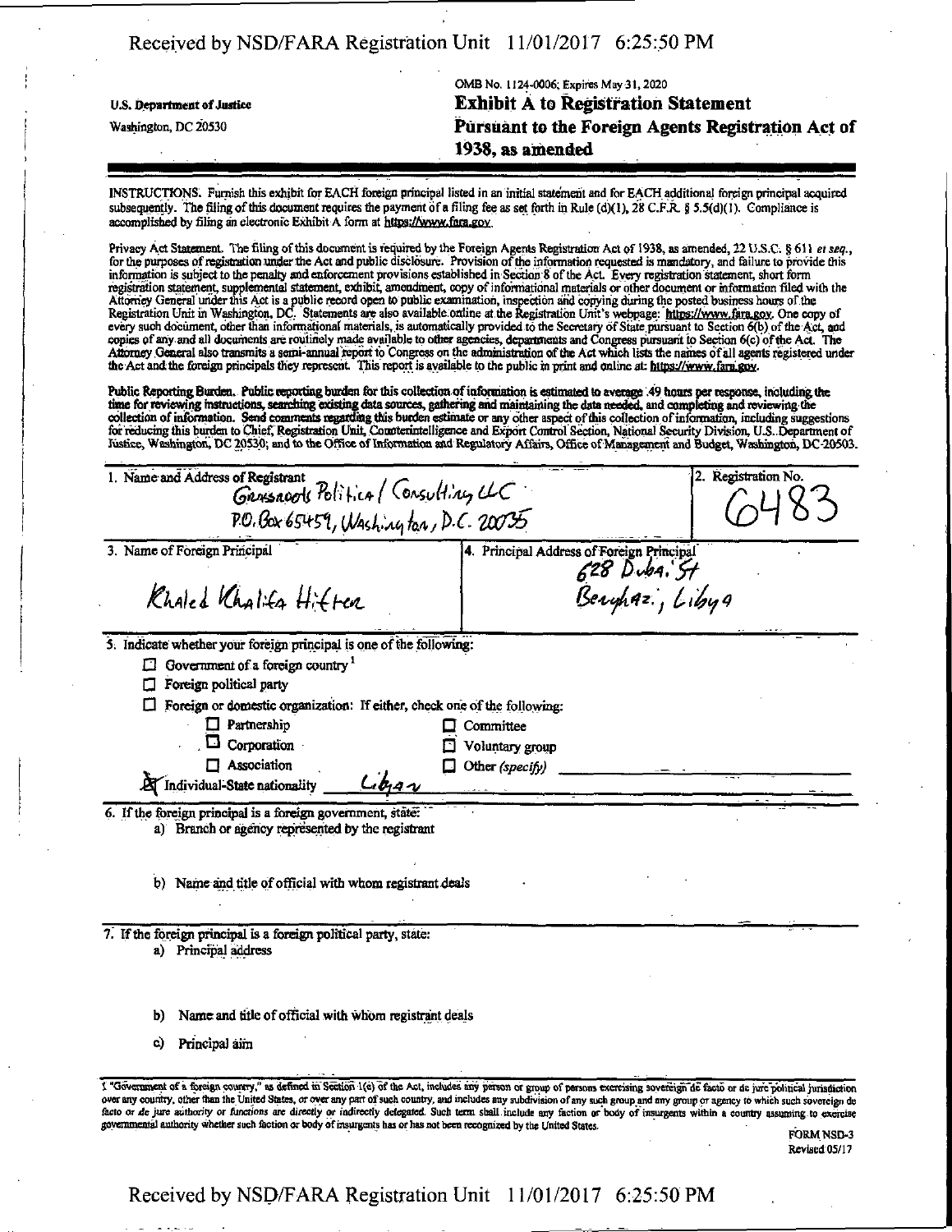U.S. Department of Justice

Washington, DC 20530

OMB No. 1124-0006; Expires May 31, 2020

# Exhibit A to Registration Statement
# Pursuant to the Foreign Agents Registration Act of 1938, as amended

INSTRUCTIONS. Furnish this exhibit for EACH foreign principal listed in an initial statement and for EACH additional foreign principal acquired subsequently. The filing of this document requires the payment of a filing fee as set forth in Rule (d)(1), 28 C.F.R. § 5.5(d)(1). Compliance is accomplished by filing an electronic Exhibit A form at https://www.fara.gov.

Privacy Act Statement. The filing of this document is required by the Foreign Agents Registration Act of 1938, as amended, 22 U.S.C. § 611 *et seq.*, for the purposes of registration under the Act and public disclosure. Provision of the information requested is mandatory, and failure to provide this information is subject to the penalty and enforcement provisions established in Section 8 of the Act. Every registration statement, short form registration statement, supplemental statement, exhibit, amendment, copy of informational materials or other document or information filed with the Attorney General under this Act is a public record open to public examination, inspection and copying during the posted business hours of the Registration Unit in Washington, DC. Statements are also available online at the Registration Unit's webpage: https://www.fara.gov. One copy of every such document, other than informational materials, is automatically provided to the Secretary of State pursuant to Section 6(b) of the Act, and copies of any and all documents are routinely made available to other agencies, departments and Congress pursuant to Section 6(c) of the Act. The Attorney General also transmits a semi-annual report to Congress on the administration of the Act which lists the names of all agents registered under the Act and the foreign principals they represent. This report is available to the public in print and online at: https://www.fara.gov.

Public Reporting Burden. Public reporting burden for this collection of information is estimated to average .49 hours per response, including the time for reviewing instructions, searching existing data sources, gathering and maintaining the data needed, and completing and reviewing the collection of information. Send comments regarding this burden estimate or any other aspect of this collection of information, including suggestions for reducing this burden to Chief, Registration Unit, Counterintelligence and Export Control Section, National Security Division, U.S. Department of Justice, Washington, DC 20530; and to the Office of Information and Regulatory Affairs, Office of Management and Budget, Washington, DC 20503.

| 1. Name and Address of Registrant | 2. Registration No. |
|---|---|
| Grassroots Political / Consulting LLC<br>P.O. Box 65459, Washington, D.C. 20035 | 6483 |

| 3. Name of Foreign Principal | 4. Principal Address of Foreign Principal |
|---|---|
| Khaled Khalifa Hifter | 628 Dubai St<br>Benghazi, Libya |

5. Indicate whether your foreign principal is one of the following:

- ☐ Government of a foreign country [1]
- ☐ Foreign political party
- ☐ Foreign or domestic organization: If either, check one of the following:
  - ☐ Partnership
  - ☐ Committee
  - ☐ Corporation
  - ☐ Voluntary group
  - ☐ Association
  - ☐ Other *(specify)* \_\_\_\_\_\_\_\_
- ☒ Individual-State nationality Libyan

6. If the foreign principal is a foreign government, state:

a) Branch or agency represented by the registrant

b) Name and title of official with whom registrant deals

7. If the foreign principal is a foreign political party, state:

a) Principal address

b) Name and title of official with whom registrant deals

c) Principal aim

[1] "Government of a foreign country," as defined in Section 1(e) of the Act, includes any person or group of persons exercising sovereign de facto or de jure political jurisdiction over any country, other than the United States, or over any part of such country, and includes any subdivision of any such group and any group or agency to which such sovereign de facto or de jure authority or functions are directly or indirectly delegated. Such term shall include any faction or body of insurgents within a country assuming to exercise governmental authority whether such faction or body of insurgents has or has not been recognized by the United States.

FORM NSD-3
Revised 05/17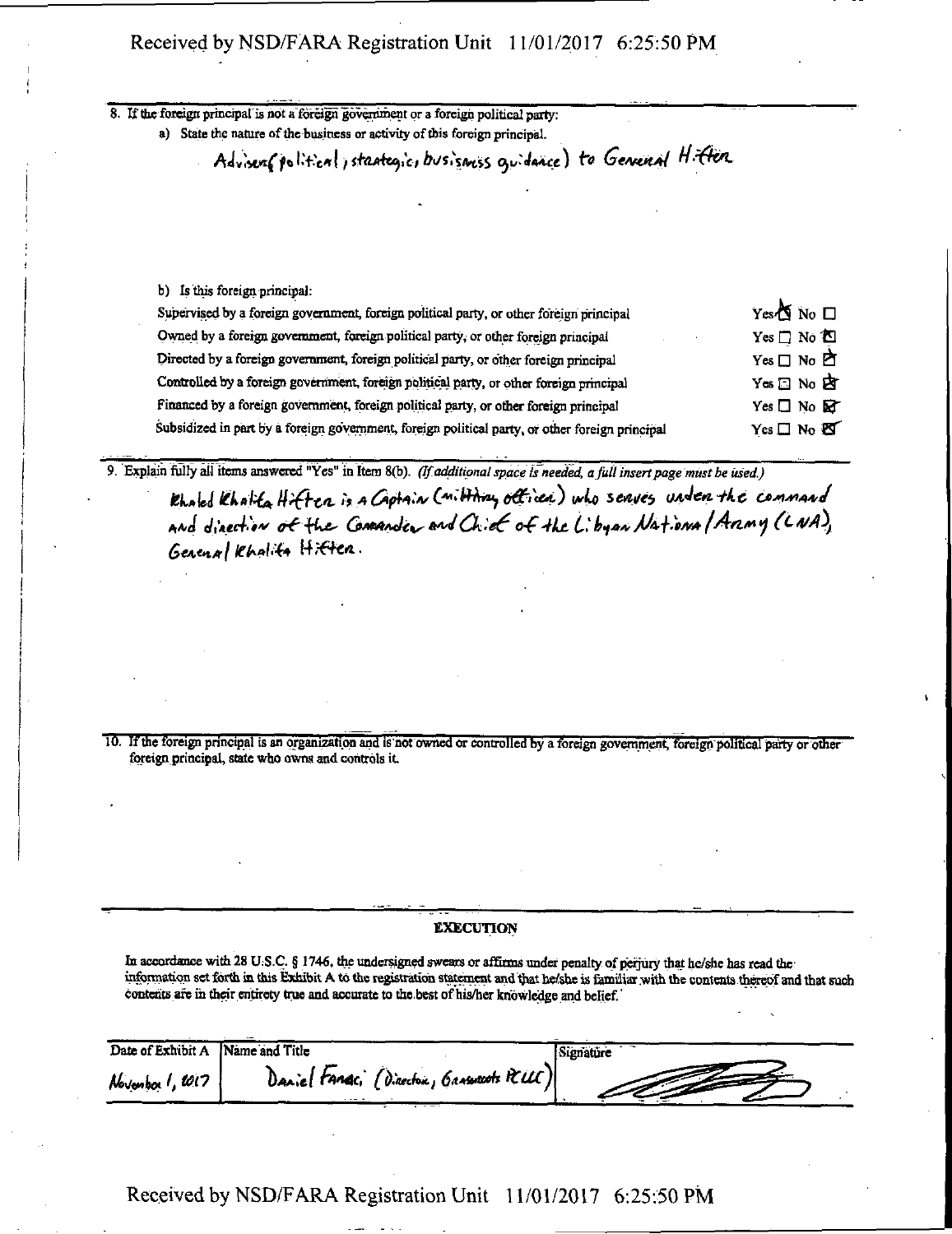8. If the foreign principal is not a foreign government or a foreign political party:

a) State the nature of the business or activity of this foreign principal.

Advisor (political, strategic, business guidance) to General Hifter

b) Is this foreign principal:

| | |
|---|---|
| Supervised by a foreign government, foreign political party, or other foreign principal | Yes ☒ No ☐ |
| Owned by a foreign government, foreign political party, or other foreign principal | Yes ☐ No ☒ |
| Directed by a foreign government, foreign political party, or other foreign principal | Yes ☐ No ☒ |
| Controlled by a foreign government, foreign political party, or other foreign principal | Yes ☐ No ☒ |
| Financed by a foreign government, foreign political party, or other foreign principal | Yes ☐ No ☒ |
| Subsidized in part by a foreign government, foreign political party, or other foreign principal | Yes ☐ No ☒ |

9. Explain fully all items answered "Yes" in Item 8(b). *(If additional space is needed, a full insert page must be used.)*

Khaled Khalifa Hifter is a Captain (military officer) who serves under the command and direction of the Commander and Chief of the Libyan National Army (LNA), General Khalifa Hifter.

10. If the foreign principal is an organization and is not owned or controlled by a foreign government, foreign political party or other foreign principal, state who owns and controls it.

## EXECUTION

In accordance with 28 U.S.C. § 1746, the undersigned swears or affirms under penalty of perjury that he/she has read the information set forth in this Exhibit A to the registration statement and that he/she is familiar with the contents thereof and that such contents are in their entirety true and accurate to the best of his/her knowledge and belief.

| Date of Exhibit A | Name and Title | Signature |
|---|---|---|
| November 1, 2017 | Daniel Fanaci (Director, Grassroots PC LLC) | [signature] |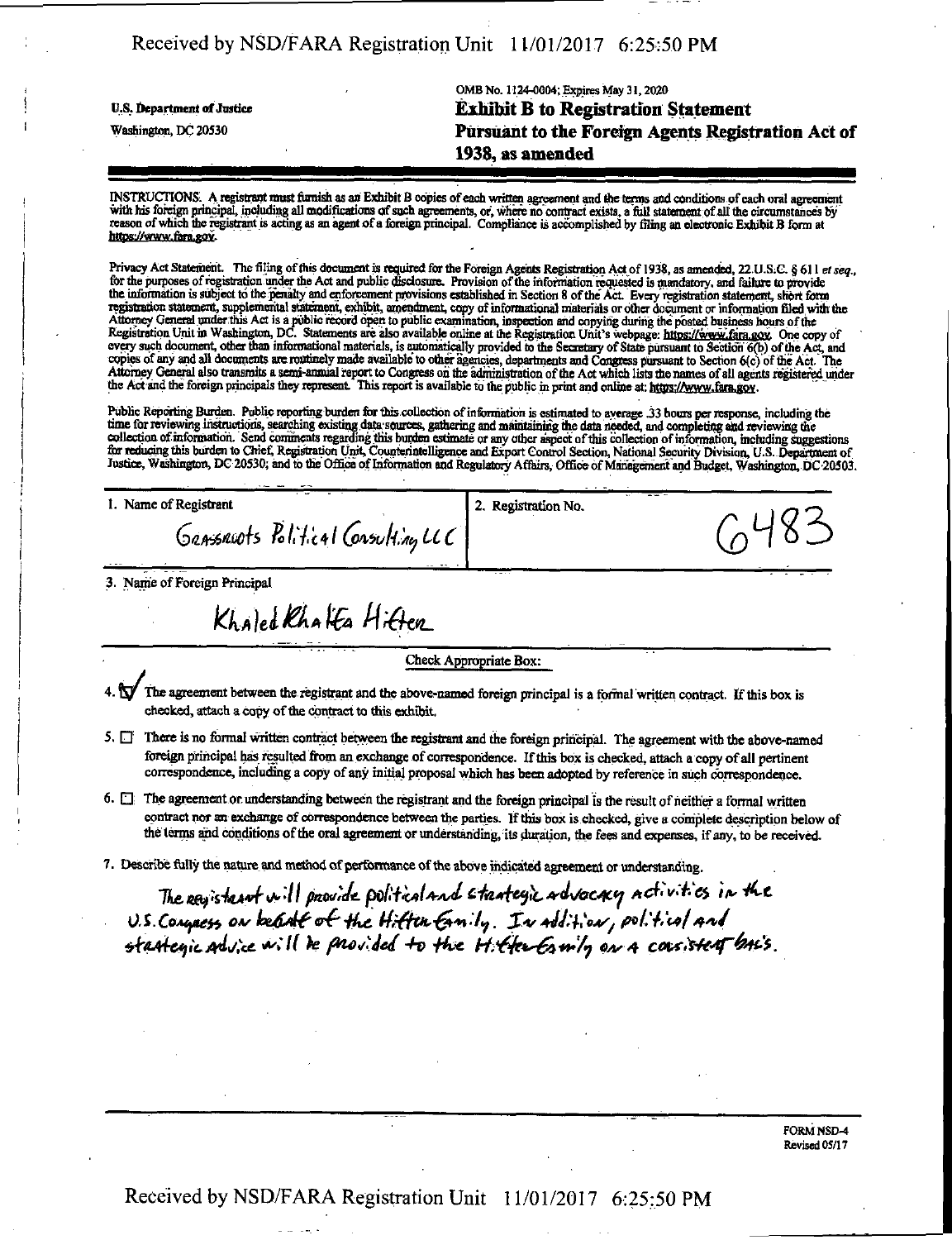U.S. Department of Justice
Washington, DC 20530

OMB No. 1124-0004; Expires May 31, 2020

# Exhibit B to Registration Statement
## Pursuant to the Foreign Agents Registration Act of 1938, as amended

INSTRUCTIONS. A registrant must furnish as an Exhibit B copies of each written agreement and the terms and conditions of each oral agreement with his foreign principal, including all modifications of such agreements, or, where no contract exists, a full statement of all the circumstances by reason of which the registrant is acting as an agent of a foreign principal. Compliance is accomplished by filing an electronic Exhibit B form at https://www.fara.gov.

Privacy Act Statement. The filing of this document is required for the Foreign Agents Registration Act of 1938, as amended, 22 U.S.C. § 611 et seq., for the purposes of registration under the Act and public disclosure. Provision of the information requested is mandatory, and failure to provide the information is subject to the penalty and enforcement provisions established in Section 8 of the Act. Every registration statement, short form registration statement, supplemental statement, exhibit, amendment, copy of informational materials or other document or information filed with the Attorney General under this Act is a public record open to public examination, inspection and copying during the posted business hours of the Registration Unit in Washington, DC. Statements are also available online at the Registration Unit's webpage: https://www.fara.gov. One copy of every such document, other than informational materials, is automatically provided to the Secretary of State pursuant to Section 6(b) of the Act, and copies of any and all documents are routinely made available to other agencies, departments and Congress pursuant to Section 6(c) of the Act. The Attorney General also transmits a semi-annual report to Congress on the administration of the Act which lists the names of all agents registered under the Act and the foreign principals they represent. This report is available to the public in print and online at: https://www.fara.gov.

Public Reporting Burden. Public reporting burden for this collection of information is estimated to average .33 hours per response, including the time for reviewing instructions, searching existing data sources, gathering and maintaining the data needed, and completing and reviewing the collection of information. Send comments regarding this burden estimate or any other aspect of this collection of information, including suggestions for reducing this burden to Chief, Registration Unit, Counterintelligence and Export Control Section, National Security Division, U.S. Department of Justice, Washington, DC 20530; and to the Office of Information and Regulatory Affairs, Office of Management and Budget, Washington, DC 20503.

| 1. Name of Registrant | 2. Registration No. |
|---|---|
| Grassroots Political Consulting LLC | 6483 |

3. Name of Foreign Principal

Khaled Khalifa Hifter

Check Appropriate Box:

4. ☑ The agreement between the registrant and the above-named foreign principal is a formal written contract. If this box is checked, attach a copy of the contract to this exhibit.

5. ☐ There is no formal written contract between the registrant and the foreign principal. The agreement with the above-named foreign principal has resulted from an exchange of correspondence. If this box is checked, attach a copy of all pertinent correspondence, including a copy of any initial proposal which has been adopted by reference in such correspondence.

6. ☐ The agreement or understanding between the registrant and the foreign principal is the result of neither a formal written contract nor an exchange of correspondence between the parties. If this box is checked, give a complete description below of the terms and conditions of the oral agreement or understanding, its duration, the fees and expenses, if any, to be received.

7. Describe fully the nature and method of performance of the above indicated agreement or understanding.

The registrant will provide political and strategic advocacy activities in the U.S. Congress on behalf of the Hifter Family. In addition, political and strategic advice will be provided to the Hifter Family on a consistent basis.

FORM NSD-4
Revised 05/17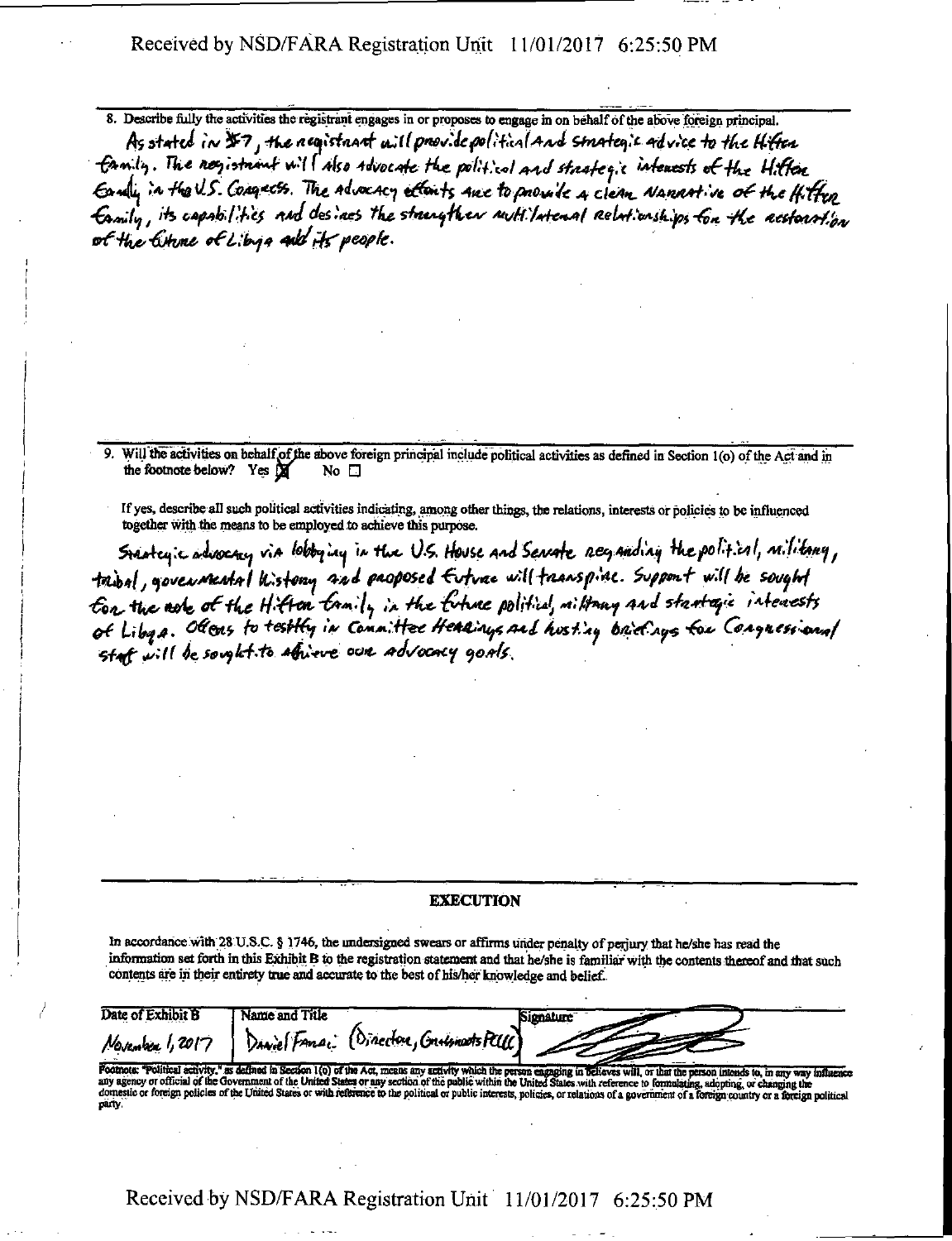8. Describe fully the activities the registrant engages in or proposes to engage in on behalf of the above foreign principal.

As stated in #7, the registrant will provide political and strategic advice to the Hifter family. The registrant will also advocate the political and strategic interests of the Hifter family in the U.S. Congress. The advocacy efforts are to provide a clear narrative of the Hifter family, its capabilities and desires the strengthen multi-lateral relationships for the restoration of the future of Libya and its people.

9. Will the activities on behalf of the above foreign principal include political activities as defined in Section 1(o) of the Act and in the footnote below? Yes ☒ No ☐

If yes, describe all such political activities indicating, among other things, the relations, interests or policies to be influenced together with the means to be employed to achieve this purpose.

Strategic advocacy via lobbying in the U.S. House and Senate regarding the political, military, tribal, governmental history and proposed future will transpire. Support will be sought for the role of the Hifter family in the future political, military and strategic interests of Libya. Offers to testify in Committee Hearings and hosting briefings for Congressional staff will be sought to achieve our advocacy goals.

## EXECUTION

In accordance with 28 U.S.C. § 1746, the undersigned swears or affirms under penalty of perjury that he/she has read the information set forth in this Exhibit B to the registration statement and that he/she is familiar with the contents thereof and that such contents are in their entirety true and accurate to the best of his/her knowledge and belief.

| Date of Exhibit B | Name and Title | Signature |
|---|---|---|
| November 1, 2017 | Daniel Fanai (Director, Grassroots PLLC) | [signature] |

Footnote: "Political activity," as defined in Section 1(o) of the Act, means any activity which the person engaging in believes will, or that the person intends to, in any way influence any agency or official of the Government of the United States or any section of the public within the United States with reference to formulating, adopting, or changing the domestic or foreign policies of the United States or with reference to the political or public interests, policies, or relations of a government of a foreign country or a foreign political party.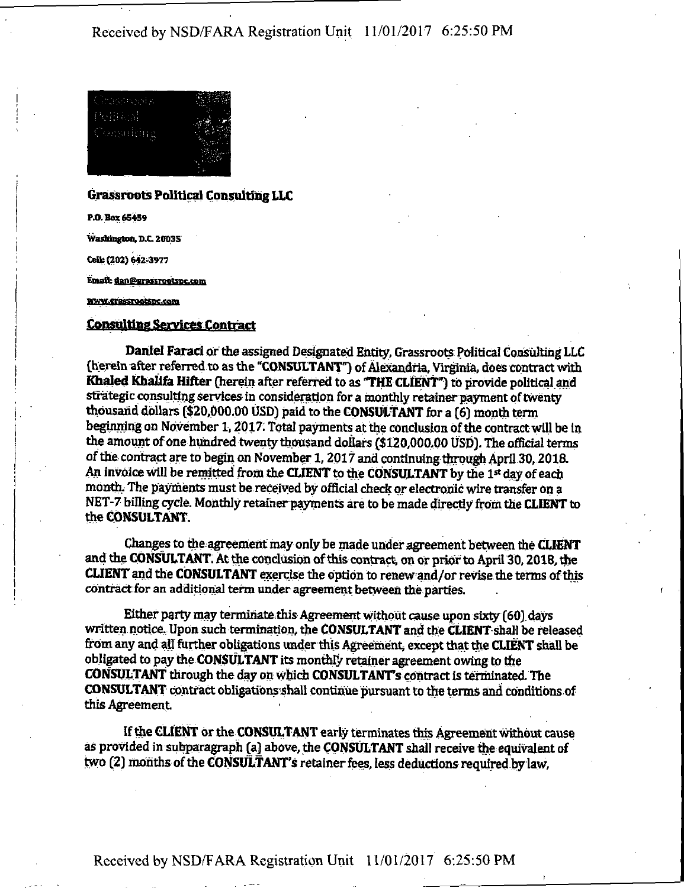**Grassroots Political Consulting LLC**

P.O. Box 65459

Washington, D.C. 20035

Cell: (202) 642-3977

Email: dan@grassrootspc.com

www.grassrootspc.com

## Consulting Services Contract

**Daniel Faraci** or the assigned Designated Entity, Grassroots Political Consulting LLC (herein after referred to as the "**CONSULTANT**") of Alexandria, Virginia, does contract with **Khaled Khalifa Hifter** (herein after referred to as "**THE CLIENT**") to provide political and strategic consulting services in consideration for a monthly retainer payment of twenty thousand dollars ($20,000.00 USD) paid to the **CONSULTANT** for a (6) month term beginning on November 1, 2017. Total payments at the conclusion of the contract will be in the amount of one hundred twenty thousand dollars ($120,000.00 USD). The official terms of the contract are to begin on November 1, 2017 and continuing through April 30, 2018. An invoice will be remitted from the **CLIENT** to the **CONSULTANT** by the 1st day of each month. The payments must be received by official check or electronic wire transfer on a NET-7 billing cycle. Monthly retainer payments are to be made directly from the **CLIENT** to the **CONSULTANT**.

Changes to the agreement may only be made under agreement between the **CLIENT** and the **CONSULTANT**. At the conclusion of this contract, on or prior to April 30, 2018, the **CLIENT** and the **CONSULTANT** exercise the option to renew and/or revise the terms of this contract for an additional term under agreement between the parties.

Either party may terminate this Agreement without cause upon sixty (60) days written notice. Upon such termination, the **CONSULTANT** and the **CLIENT** shall be released from any and all further obligations under this Agreement, except that the **CLIENT** shall be obligated to pay the **CONSULTANT** its monthly retainer agreement owing to the **CONSULTANT** through the day on which **CONSULTANT's** contract is terminated. The **CONSULTANT** contract obligations shall continue pursuant to the terms and conditions of this Agreement.

If the **CLIENT** or the **CONSULTANT** early terminates this Agreement without cause as provided in subparagraph (a) above, the **CONSULTANT** shall receive the equivalent of two (2) months of the **CONSULTANT's** retainer fees, less deductions required by law,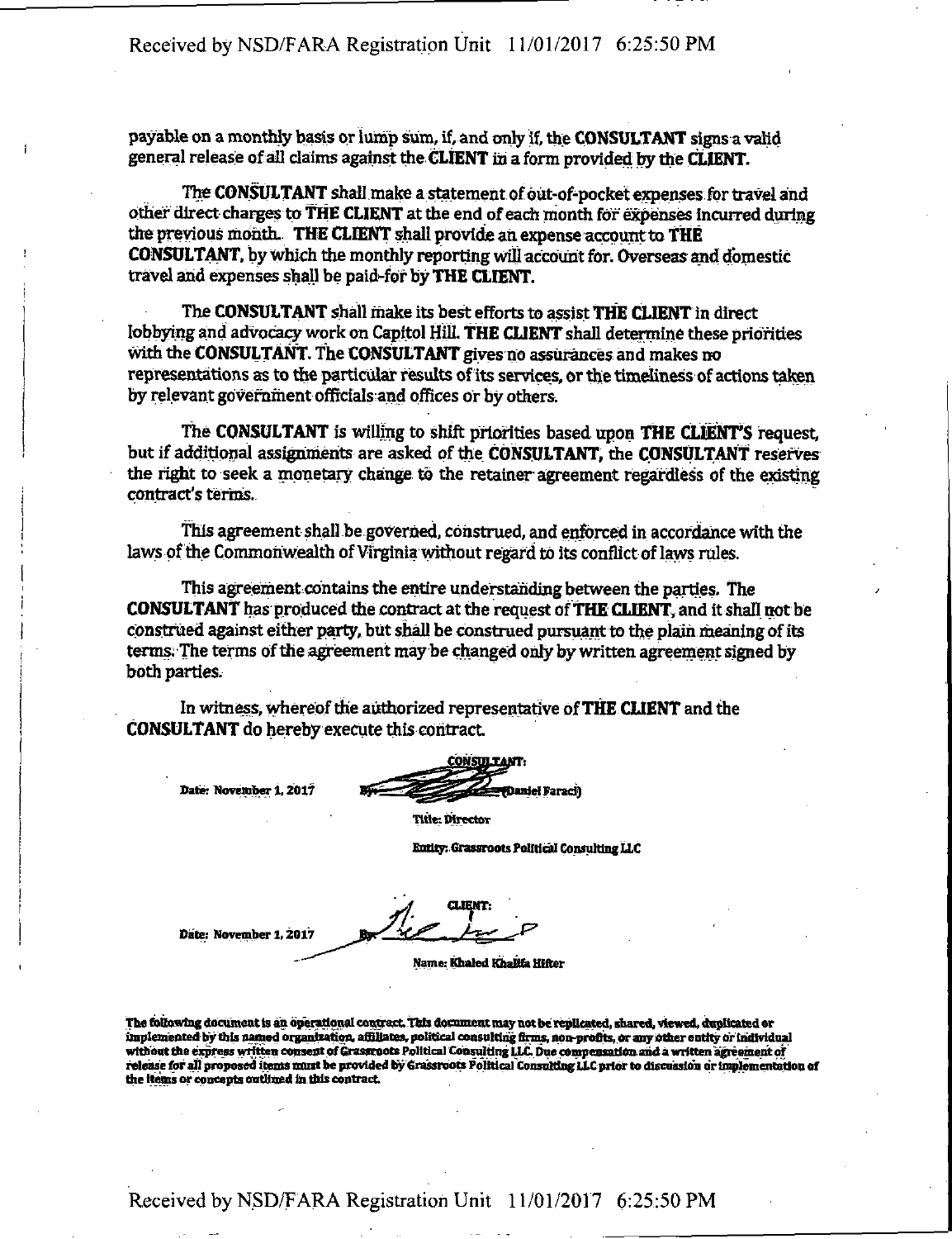payable on a monthly basis or lump sum, if, and only if, the **CONSULTANT** signs a valid general release of all claims against the **CLIENT** in a form provided by the **CLIENT**.

The **CONSULTANT** shall make a statement of out-of-pocket expenses for travel and other direct charges to **THE CLIENT** at the end of each month for expenses incurred during the previous month. **THE CLIENT** shall provide an expense account to **THE CONSULTANT**, by which the monthly reporting will account for. Overseas and domestic travel and expenses shall be paid-for by **THE CLIENT**.

The **CONSULTANT** shall make its best efforts to assist **THE CLIENT** in direct lobbying and advocacy work on Capitol Hill. **THE CLIENT** shall determine these priorities with the **CONSULTANT**. The **CONSULTANT** gives no assurances and makes no representations as to the particular results of its services, or the timeliness of actions taken by relevant government officials and offices or by others.

The **CONSULTANT** is willing to shift priorities based upon **THE CLIENT'S** request, but if additional assignments are asked of the **CONSULTANT**, the **CONSULTANT** reserves the right to seek a monetary change to the retainer agreement regardless of the existing contract's terms.

This agreement shall be governed, construed, and enforced in accordance with the laws of the Commonwealth of Virginia without regard to its conflict of laws rules.

This agreement contains the entire understanding between the parties. The **CONSULTANT** has produced the contract at the request of **THE CLIENT**, and it shall not be construed against either party, but shall be construed pursuant to the plain meaning of its terms. The terms of the agreement may be changed only by written agreement signed by both parties.

In witness, whereof the authorized representative of **THE CLIENT** and the **CONSULTANT** do hereby execute this contract.

**Date: November 1, 2017**

**CONSULTANT:**

**By: (Daniel Faraci)**

**Title: Director**

**Entity: Grassroots Political Consulting LLC**

**Date: November 1, 2017**

**CLIENT:**

**By:**

**Name: Khaled Khalifa Hifter**

**The following document is an operational contract. This document may not be replicated, shared, viewed, duplicated or implemented by this named organization, affiliates, political consulting firms, non-profits, or any other entity or individual without the express written consent of Grassroots Political Consulting LLC. Due compensation and a written agreement of release for all proposed items must be provided by Grassroots Political Consulting LLC prior to discussion or implementation of the items or concepts outlined in this contract.**